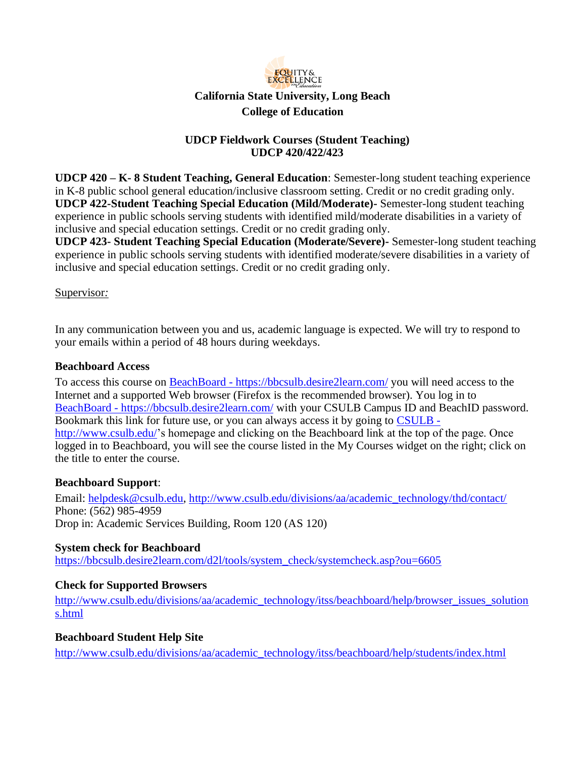**California State University, Long Beach**

**College of Education**

## UDCP Fieldwork Courses (Student Teaching)
## UDCP 420/422/423

**UDCP 420 – K- 8 Student Teaching, General Education**: Semester-long student teaching experience in K-8 public school general education/inclusive classroom setting. Credit or no credit grading only.
**UDCP 422-Student Teaching Special Education (Mild/Moderate)-** Semester-long student teaching experience in public schools serving students with identified mild/moderate disabilities in a variety of inclusive and special education settings. Credit or no credit grading only.
**UDCP 423- Student Teaching Special Education (Moderate/Severe)-** Semester-long student teaching experience in public schools serving students with identified moderate/severe disabilities in a variety of inclusive and special education settings. Credit or no credit grading only.

Supervisor:

In any communication between you and us, academic language is expected. We will try to respond to your emails within a period of 48 hours during weekdays.

**Beachboard Access**

To access this course on BeachBoard - https://bbcsulb.desire2learn.com/ you will need access to the Internet and a supported Web browser (Firefox is the recommended browser). You log in to BeachBoard - https://bbcsulb.desire2learn.com/ with your CSULB Campus ID and BeachID password. Bookmark this link for future use, or you can always access it by going to CSULB - http://www.csulb.edu/'s homepage and clicking on the Beachboard link at the top of the page. Once logged in to Beachboard, you will see the course listed in the My Courses widget on the right; click on the title to enter the course.

**Beachboard Support**:

Email: helpdesk@csulb.edu, http://www.csulb.edu/divisions/aa/academic_technology/thd/contact/
Phone: (562) 985-4959
Drop in: Academic Services Building, Room 120 (AS 120)

**System check for Beachboard**

https://bbcsulb.desire2learn.com/d2l/tools/system_check/systemcheck.asp?ou=6605

**Check for Supported Browsers**

http://www.csulb.edu/divisions/aa/academic_technology/itss/beachboard/help/browser_issues_solutions.html

**Beachboard Student Help Site**

http://www.csulb.edu/divisions/aa/academic_technology/itss/beachboard/help/students/index.html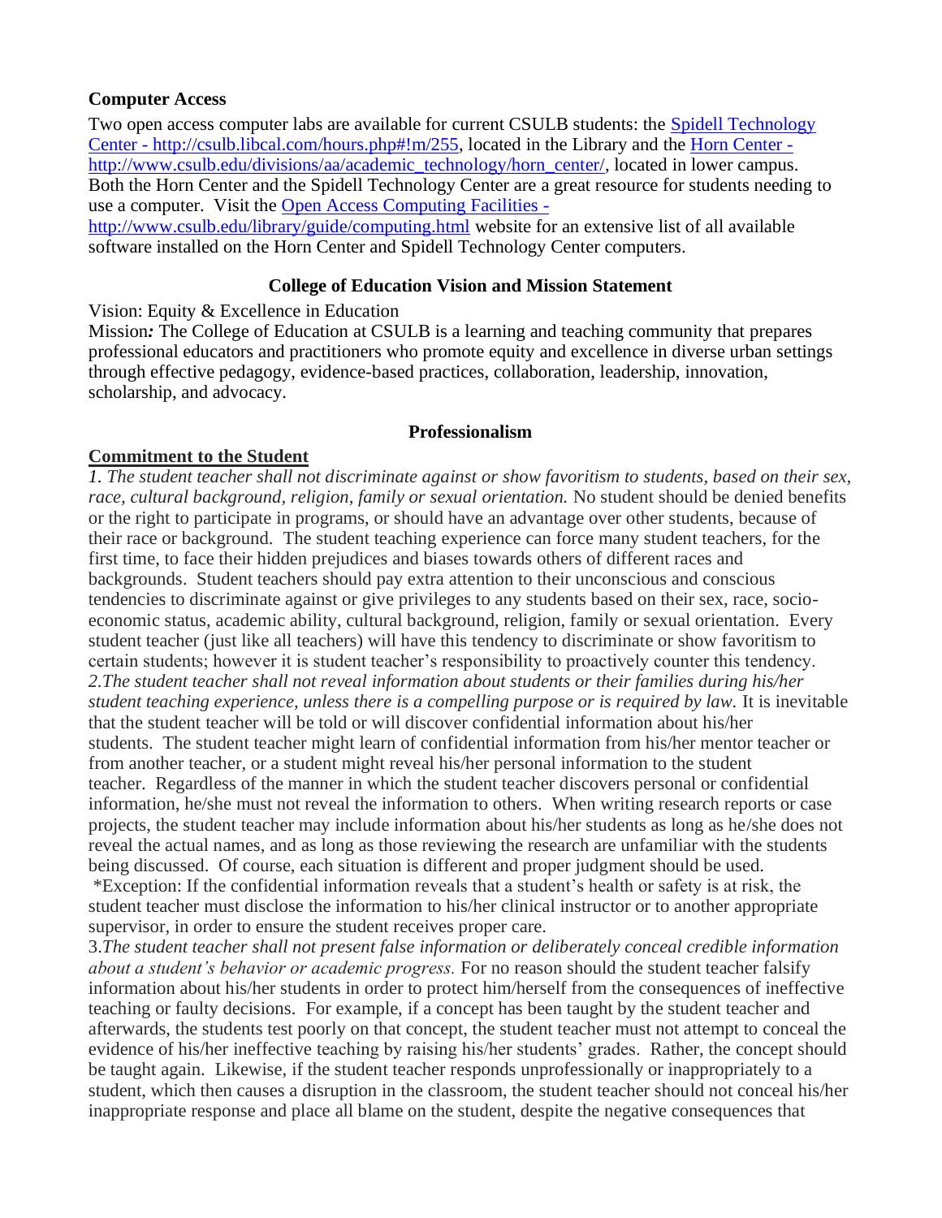**Computer Access**

Two open access computer labs are available for current CSULB students: the [Spidell Technology Center - http://csulb.libcal.com/hours.php#!m/255](http://csulb.libcal.com/hours.php#!m/255), located in the Library and the [Horn Center - http://www.csulb.edu/divisions/aa/academic_technology/horn_center/](http://www.csulb.edu/divisions/aa/academic_technology/horn_center/), located in lower campus. Both the Horn Center and the Spidell Technology Center are a great resource for students needing to use a computer. Visit the [Open Access Computing Facilities - http://www.csulb.edu/library/guide/computing.html](http://www.csulb.edu/library/guide/computing.html) website for an extensive list of all available software installed on the Horn Center and Spidell Technology Center computers.

**College of Education Vision and Mission Statement**

Vision: Equity & Excellence in Education
Mission***:*** The College of Education at CSULB is a learning and teaching community that prepares professional educators and practitioners who promote equity and excellence in diverse urban settings through effective pedagogy, evidence-based practices, collaboration, leadership, innovation, scholarship, and advocacy.

**Professionalism**

**Commitment to the Student**

*1. The student teacher shall not discriminate against or show favoritism to students, based on their sex, race, cultural background, religion, family or sexual orientation.* No student should be denied benefits or the right to participate in programs, or should have an advantage over other students, because of their race or background. The student teaching experience can force many student teachers, for the first time, to face their hidden prejudices and biases towards others of different races and backgrounds. Student teachers should pay extra attention to their unconscious and conscious tendencies to discriminate against or give privileges to any students based on their sex, race, socio-economic status, academic ability, cultural background, religion, family or sexual orientation. Every student teacher (just like all teachers) will have this tendency to discriminate or show favoritism to certain students; however it is student teacher's responsibility to proactively counter this tendency.

*2.The student teacher shall not reveal information about students or their families during his/her student teaching experience, unless there is a compelling purpose or is required by law.* It is inevitable that the student teacher will be told or will discover confidential information about his/her students. The student teacher might learn of confidential information from his/her mentor teacher or from another teacher, or a student might reveal his/her personal information to the student teacher. Regardless of the manner in which the student teacher discovers personal or confidential information, he/she must not reveal the information to others. When writing research reports or case projects, the student teacher may include information about his/her students as long as he/she does not reveal the actual names, and as long as those reviewing the research are unfamiliar with the students being discussed. Of course, each situation is different and proper judgment should be used.

*Exception: If the confidential information reveals that a student's health or safety is at risk, the student teacher must disclose the information to his/her clinical instructor or to another appropriate supervisor, in order to ensure the student receives proper care.

3.*The student teacher shall not present false information or deliberately conceal credible information about a student's behavior or academic progress.* For no reason should the student teacher falsify information about his/her students in order to protect him/herself from the consequences of ineffective teaching or faulty decisions. For example, if a concept has been taught by the student teacher and afterwards, the students test poorly on that concept, the student teacher must not attempt to conceal the evidence of his/her ineffective teaching by raising his/her students' grades. Rather, the concept should be taught again. Likewise, if the student teacher responds unprofessionally or inappropriately to a student, which then causes a disruption in the classroom, the student teacher should not conceal his/her inappropriate response and place all blame on the student, despite the negative consequences that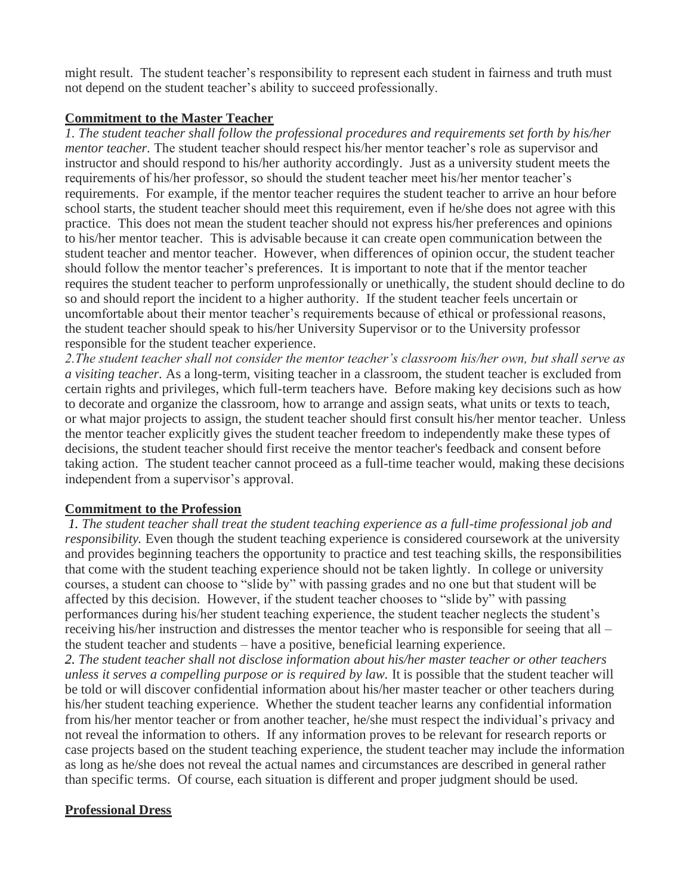might result. The student teacher's responsibility to represent each student in fairness and truth must not depend on the student teacher's ability to succeed professionally.

**Commitment to the Master Teacher**

*1. The student teacher shall follow the professional procedures and requirements set forth by his/her mentor teacher.* The student teacher should respect his/her mentor teacher's role as supervisor and instructor and should respond to his/her authority accordingly. Just as a university student meets the requirements of his/her professor, so should the student teacher meet his/her mentor teacher's requirements. For example, if the mentor teacher requires the student teacher to arrive an hour before school starts, the student teacher should meet this requirement, even if he/she does not agree with this practice. This does not mean the student teacher should not express his/her preferences and opinions to his/her mentor teacher. This is advisable because it can create open communication between the student teacher and mentor teacher. However, when differences of opinion occur, the student teacher should follow the mentor teacher's preferences. It is important to note that if the mentor teacher requires the student teacher to perform unprofessionally or unethically, the student should decline to do so and should report the incident to a higher authority. If the student teacher feels uncertain or uncomfortable about their mentor teacher's requirements because of ethical or professional reasons, the student teacher should speak to his/her University Supervisor or to the University professor responsible for the student teacher experience.

*2.The student teacher shall not consider the mentor teacher's classroom his/her own, but shall serve as a visiting teacher.* As a long-term, visiting teacher in a classroom, the student teacher is excluded from certain rights and privileges, which full-term teachers have. Before making key decisions such as how to decorate and organize the classroom, how to arrange and assign seats, what units or texts to teach, or what major projects to assign, the student teacher should first consult his/her mentor teacher. Unless the mentor teacher explicitly gives the student teacher freedom to independently make these types of decisions, the student teacher should first receive the mentor teacher's feedback and consent before taking action. The student teacher cannot proceed as a full-time teacher would, making these decisions independent from a supervisor's approval.

**Commitment to the Profession**

*1. The student teacher shall treat the student teaching experience as a full-time professional job and responsibility.* Even though the student teaching experience is considered coursework at the university and provides beginning teachers the opportunity to practice and test teaching skills, the responsibilities that come with the student teaching experience should not be taken lightly. In college or university courses, a student can choose to "slide by" with passing grades and no one but that student will be affected by this decision. However, if the student teacher chooses to "slide by" with passing performances during his/her student teaching experience, the student teacher neglects the student's receiving his/her instruction and distresses the mentor teacher who is responsible for seeing that all – the student teacher and students – have a positive, beneficial learning experience.

*2. The student teacher shall not disclose information about his/her master teacher or other teachers unless it serves a compelling purpose or is required by law.* It is possible that the student teacher will be told or will discover confidential information about his/her master teacher or other teachers during his/her student teaching experience. Whether the student teacher learns any confidential information from his/her mentor teacher or from another teacher, he/she must respect the individual's privacy and not reveal the information to others. If any information proves to be relevant for research reports or case projects based on the student teaching experience, the student teacher may include the information as long as he/she does not reveal the actual names and circumstances are described in general rather than specific terms. Of course, each situation is different and proper judgment should be used.

**Professional Dress**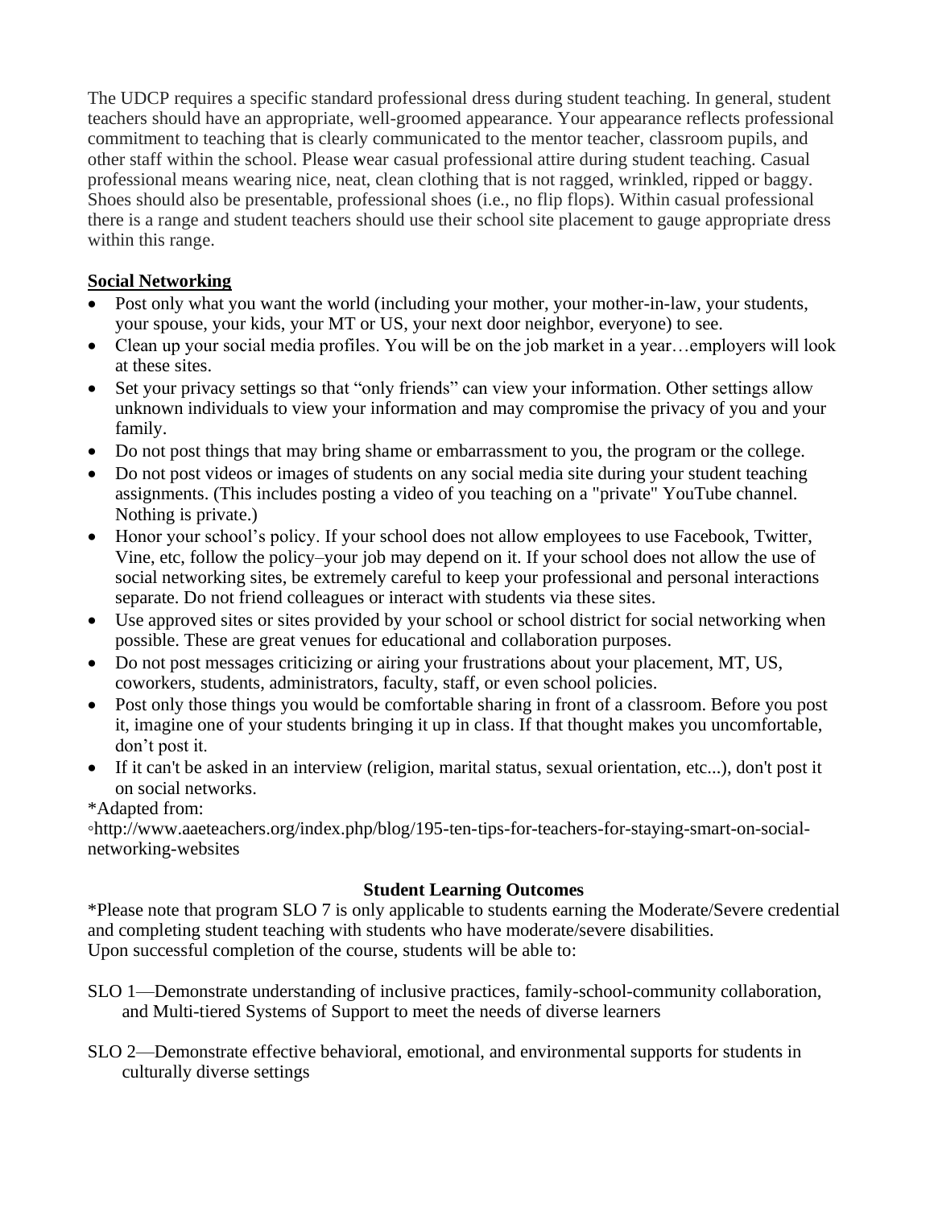The UDCP requires a specific standard professional dress during student teaching. In general, student teachers should have an appropriate, well-groomed appearance. Your appearance reflects professional commitment to teaching that is clearly communicated to the mentor teacher, classroom pupils, and other staff within the school. Please wear casual professional attire during student teaching. Casual professional means wearing nice, neat, clean clothing that is not ragged, wrinkled, ripped or baggy. Shoes should also be presentable, professional shoes (i.e., no flip flops). Within casual professional there is a range and student teachers should use their school site placement to gauge appropriate dress within this range.

**Social Networking**

- Post only what you want the world (including your mother, your mother-in-law, your students, your spouse, your kids, your MT or US, your next door neighbor, everyone) to see.
- Clean up your social media profiles. You will be on the job market in a year…employers will look at these sites.
- Set your privacy settings so that "only friends" can view your information. Other settings allow unknown individuals to view your information and may compromise the privacy of you and your family.
- Do not post things that may bring shame or embarrassment to you, the program or the college.
- Do not post videos or images of students on any social media site during your student teaching assignments. (This includes posting a video of you teaching on a "private" YouTube channel. Nothing is private.)
- Honor your school's policy. If your school does not allow employees to use Facebook, Twitter, Vine, etc, follow the policy–your job may depend on it. If your school does not allow the use of social networking sites, be extremely careful to keep your professional and personal interactions separate. Do not friend colleagues or interact with students via these sites.
- Use approved sites or sites provided by your school or school district for social networking when possible. These are great venues for educational and collaboration purposes.
- Do not post messages criticizing or airing your frustrations about your placement, MT, US, coworkers, students, administrators, faculty, staff, or even school policies.
- Post only those things you would be comfortable sharing in front of a classroom. Before you post it, imagine one of your students bringing it up in class. If that thought makes you uncomfortable, don't post it.
- If it can't be asked in an interview (religion, marital status, sexual orientation, etc...), don't post it on social networks.

*Adapted from:
◦http://www.aaeteachers.org/index.php/blog/195-ten-tips-for-teachers-for-staying-smart-on-social-networking-websites

**Student Learning Outcomes**

*Please note that program SLO 7 is only applicable to students earning the Moderate/Severe credential and completing student teaching with students who have moderate/severe disabilities.
Upon successful completion of the course, students will be able to:

SLO 1—Demonstrate understanding of inclusive practices, family-school-community collaboration, and Multi-tiered Systems of Support to meet the needs of diverse learners

SLO 2—Demonstrate effective behavioral, emotional, and environmental supports for students in culturally diverse settings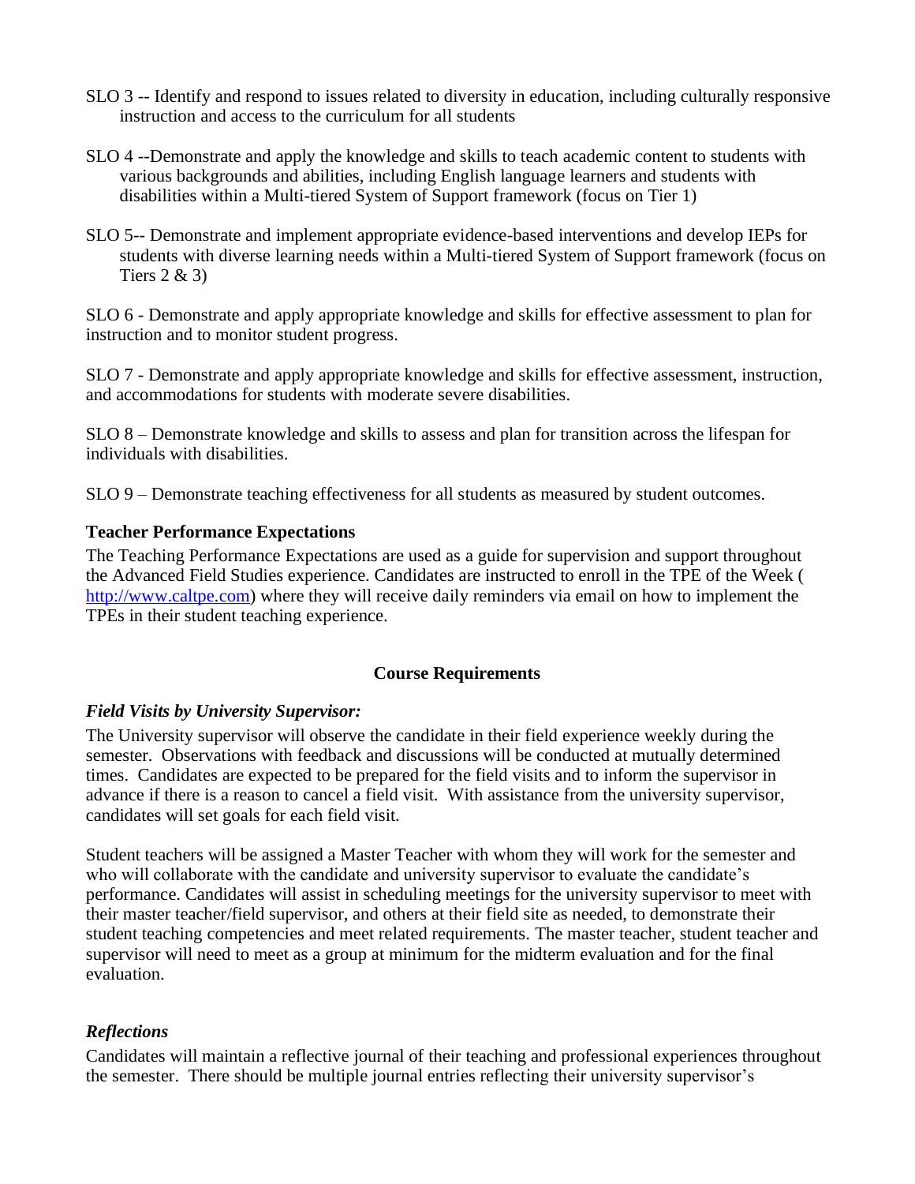SLO 3 -- Identify and respond to issues related to diversity in education, including culturally responsive instruction and access to the curriculum for all students

SLO 4 --Demonstrate and apply the knowledge and skills to teach academic content to students with various backgrounds and abilities, including English language learners and students with disabilities within a Multi-tiered System of Support framework (focus on Tier 1)

SLO 5-- Demonstrate and implement appropriate evidence-based interventions and develop IEPs for students with diverse learning needs within a Multi-tiered System of Support framework (focus on Tiers 2 & 3)

SLO 6 - Demonstrate and apply appropriate knowledge and skills for effective assessment to plan for instruction and to monitor student progress.

SLO 7 - Demonstrate and apply appropriate knowledge and skills for effective assessment, instruction, and accommodations for students with moderate severe disabilities.

SLO 8 – Demonstrate knowledge and skills to assess and plan for transition across the lifespan for individuals with disabilities.

SLO 9 – Demonstrate teaching effectiveness for all students as measured by student outcomes.

**Teacher Performance Expectations**

The Teaching Performance Expectations are used as a guide for supervision and support throughout the Advanced Field Studies experience. Candidates are instructed to enroll in the TPE of the Week ( http://www.caltpe.com) where they will receive daily reminders via email on how to implement the TPEs in their student teaching experience.

## Course Requirements

***Field Visits by University Supervisor:***

The University supervisor will observe the candidate in their field experience weekly during the semester. Observations with feedback and discussions will be conducted at mutually determined times. Candidates are expected to be prepared for the field visits and to inform the supervisor in advance if there is a reason to cancel a field visit. With assistance from the university supervisor, candidates will set goals for each field visit.

Student teachers will be assigned a Master Teacher with whom they will work for the semester and who will collaborate with the candidate and university supervisor to evaluate the candidate's performance. Candidates will assist in scheduling meetings for the university supervisor to meet with their master teacher/field supervisor, and others at their field site as needed, to demonstrate their student teaching competencies and meet related requirements. The master teacher, student teacher and supervisor will need to meet as a group at minimum for the midterm evaluation and for the final evaluation.

***Reflections***

Candidates will maintain a reflective journal of their teaching and professional experiences throughout the semester. There should be multiple journal entries reflecting their university supervisor's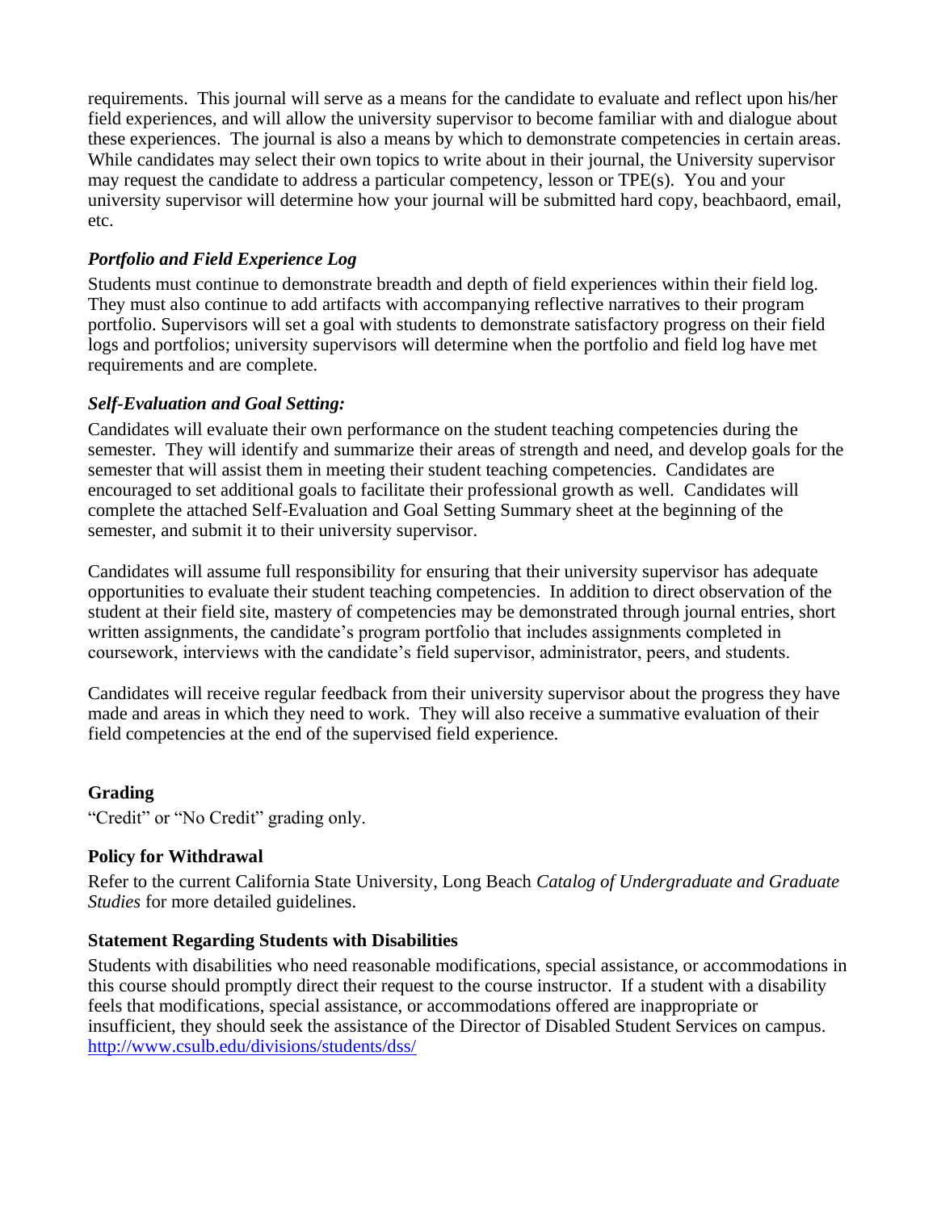requirements. This journal will serve as a means for the candidate to evaluate and reflect upon his/her field experiences, and will allow the university supervisor to become familiar with and dialogue about these experiences. The journal is also a means by which to demonstrate competencies in certain areas. While candidates may select their own topics to write about in their journal, the University supervisor may request the candidate to address a particular competency, lesson or TPE(s). You and your university supervisor will determine how your journal will be submitted hard copy, beachbaord, email, etc.

### *Portfolio and Field Experience Log*

Students must continue to demonstrate breadth and depth of field experiences within their field log. They must also continue to add artifacts with accompanying reflective narratives to their program portfolio. Supervisors will set a goal with students to demonstrate satisfactory progress on their field logs and portfolios; university supervisors will determine when the portfolio and field log have met requirements and are complete.

### *Self-Evaluation and Goal Setting:*

Candidates will evaluate their own performance on the student teaching competencies during the semester. They will identify and summarize their areas of strength and need, and develop goals for the semester that will assist them in meeting their student teaching competencies. Candidates are encouraged to set additional goals to facilitate their professional growth as well. Candidates will complete the attached Self-Evaluation and Goal Setting Summary sheet at the beginning of the semester, and submit it to their university supervisor.

Candidates will assume full responsibility for ensuring that their university supervisor has adequate opportunities to evaluate their student teaching competencies. In addition to direct observation of the student at their field site, mastery of competencies may be demonstrated through journal entries, short written assignments, the candidate's program portfolio that includes assignments completed in coursework, interviews with the candidate's field supervisor, administrator, peers, and students.

Candidates will receive regular feedback from their university supervisor about the progress they have made and areas in which they need to work. They will also receive a summative evaluation of their field competencies at the end of the supervised field experience.

## Grading

"Credit" or "No Credit" grading only.

## Policy for Withdrawal

Refer to the current California State University, Long Beach *Catalog of Undergraduate and Graduate Studies* for more detailed guidelines.

## Statement Regarding Students with Disabilities

Students with disabilities who need reasonable modifications, special assistance, or accommodations in this course should promptly direct their request to the course instructor. If a student with a disability feels that modifications, special assistance, or accommodations offered are inappropriate or insufficient, they should seek the assistance of the Director of Disabled Student Services on campus. http://www.csulb.edu/divisions/students/dss/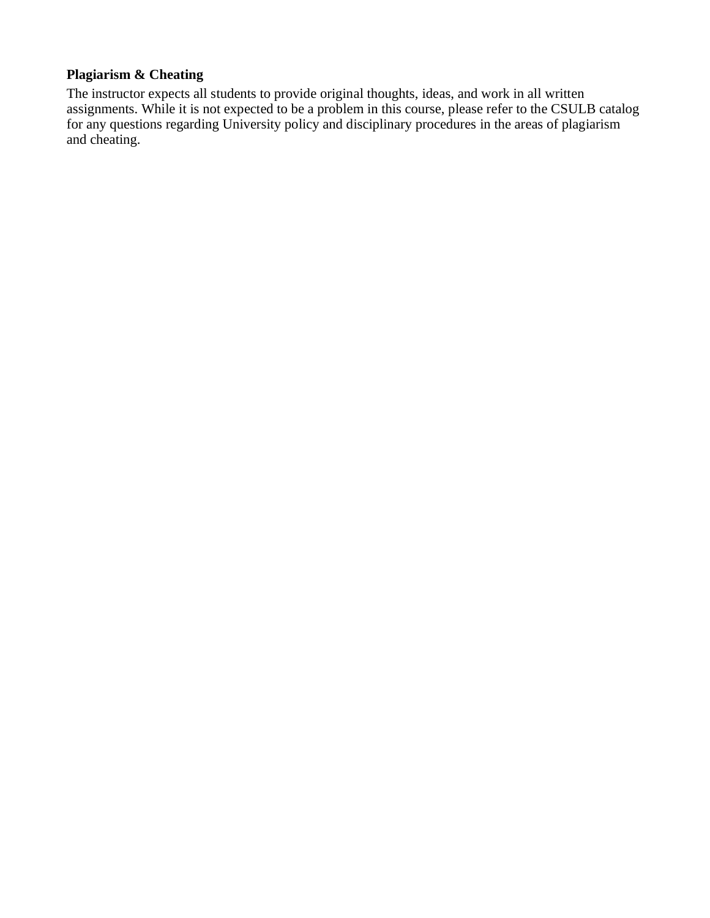**Plagiarism & Cheating**

The instructor expects all students to provide original thoughts, ideas, and work in all written assignments. While it is not expected to be a problem in this course, please refer to the CSULB catalog for any questions regarding University policy and disciplinary procedures in the areas of plagiarism and cheating.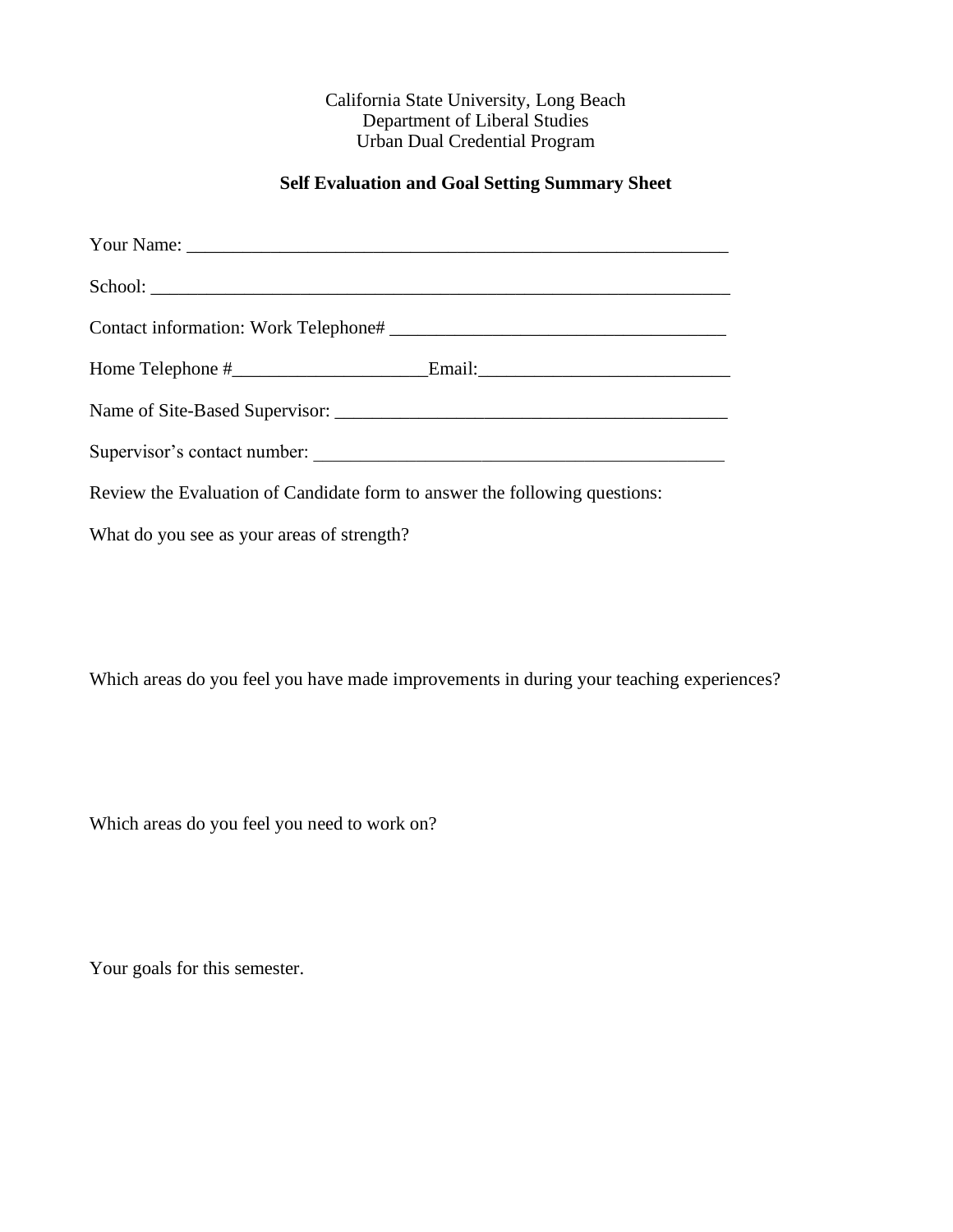California State University, Long Beach
Department of Liberal Studies
Urban Dual Credential Program

**Self Evaluation and Goal Setting Summary Sheet**

Your Name: ___________________________________________________________

School: ______________________________________________________________

Contact information: Work Telephone# ____________________________________

Home Telephone #_____________________Email:___________________________

Name of Site-Based Supervisor: ___________________________________________

Supervisor's contact number: _____________________________________________

Review the Evaluation of Candidate form to answer the following questions:

What do you see as your areas of strength?

Which areas do you feel you have made improvements in during your teaching experiences?

Which areas do you feel you need to work on?

Your goals for this semester.